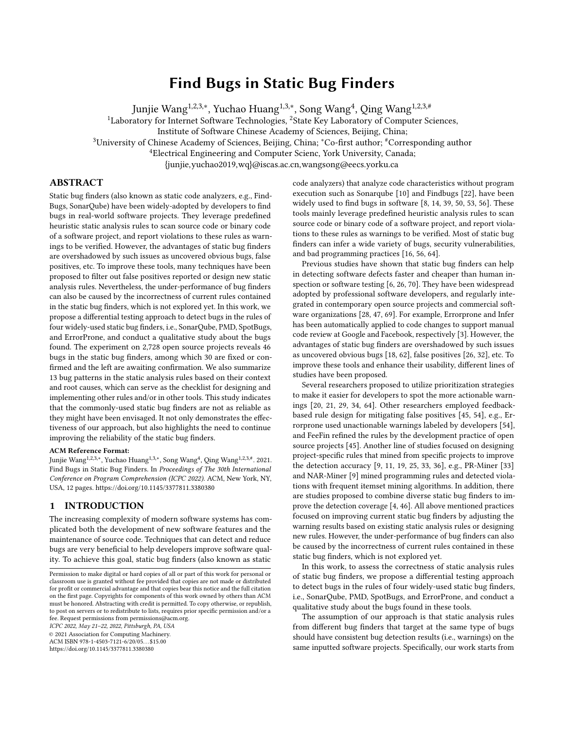# Find Bugs in Static Bug Finders

Junjie Wang[1,2,3,*], Yuchao Huang[1,3,*], Song Wang[4], Qing Wang[1,2,3,#]

[1]Laboratory for Internet Software Technologies, [2]State Key Laboratory of Computer Sciences,
Institute of Software Chinese Academy of Sciences, Beijing, China;
[3]University of Chinese Academy of Sciences, Beijing, China; [*]Co-first author; [#]Corresponding author
[4]Electrical Engineering and Computer Scienc, York University, Canada;
{junjie,yuchao2019,wq}@iscas.ac.cn,wangsong@eecs.yorku.ca

## ABSTRACT

Static bug finders (also known as static code analyzers, e.g., FindBugs, SonarQube) have been widely-adopted by developers to find bugs in real-world software projects. They leverage predefined heuristic static analysis rules to scan source code or binary code of a software project, and report violations to these rules as warnings to be verified. However, the advantages of static bug finders are overshadowed by such issues as uncovered obvious bugs, false positives, etc. To improve these tools, many techniques have been proposed to filter out false positives reported or design new static analysis rules. Nevertheless, the under-performance of bug finders can also be caused by the incorrectness of current rules contained in the static bug finders, which is not explored yet. In this work, we propose a differential testing approach to detect bugs in the rules of four widely-used static bug finders, i.e., SonarQube, PMD, SpotBugs, and ErrorProne, and conduct a qualitative study about the bugs found. The experiment on 2,728 open source projects reveals 46 bugs in the static bug finders, among which 30 are fixed or confirmed and the left are awaiting confirmation. We also summarize 13 bug patterns in the static analysis rules based on their context and root causes, which can serve as the checklist for designing and implementing other rules and/or in other tools. This study indicates that the commonly-used static bug finders are not as reliable as they might have been envisaged. It not only demonstrates the effectiveness of our approach, but also highlights the need to continue improving the reliability of the static bug finders.

**ACM Reference Format:**
Junjie Wang[1,2,3,*], Yuchao Huang[1,3,*], Song Wang[4], Qing Wang[1,2,3,#]. 2021. Find Bugs in Static Bug Finders. In *Proceedings of The 30th International Conference on Program Comprehension (ICPC 2022).* ACM, New York, NY, USA, 12 pages. https://doi.org/10.1145/3377811.3380380

## 1 INTRODUCTION

The increasing complexity of modern software systems has complicated both the development of new software features and the maintenance of source code. Techniques that can detect and reduce bugs are very beneficial to help developers improve software quality. To achieve this goal, static bug finders (also known as static code analyzers) that analyze code characteristics without program execution such as Sonarqube [10] and Findbugs [22], have been widely used to find bugs in software [8, 14, 39, 50, 53, 56]. These tools mainly leverage predefined heuristic analysis rules to scan source code or binary code of a software project, and report violations to these rules as warnings to be verified. Most of static bug finders can infer a wide variety of bugs, security vulnerabilities, and bad programming practices [16, 56, 64].

Previous studies have shown that static bug finders can help in detecting software defects faster and cheaper than human inspection or software testing [6, 26, 70]. They have been widespread adopted by professional software developers, and regularly integrated in contemporary open source projects and commercial software organizations [28, 47, 69]. For example, Errorprone and Infer has been automatically applied to code changes to support manual code review at Google and Facebook, respectively [3]. However, the advantages of static bug finders are overshadowed by such issues as uncovered obvious bugs [18, 62], false positives [26, 32], etc. To improve these tools and enhance their usability, different lines of studies have been proposed.

Several researchers proposed to utilize prioritization strategies to make it easier for developers to spot the more actionable warnings [20, 21, 29, 34, 64]. Other researchers employed feedback-based rule design for mitigating false positives [45, 54], e.g., Errorprone used unactionable warnings labeled by developers [54], and FeeFin refined the rules by the development practice of open source projects [45]. Another line of studies focused on designing project-specific rules that mined from specific projects to improve the detection accuracy [9, 11, 19, 25, 33, 36], e.g., PR-Miner [33] and NAR-Miner [9] mined programming rules and detected violations with frequent itemset mining algorithms. In addition, there are studies proposed to combine diverse static bug finders to improve the detection coverage [4, 46]. All above mentioned practices focused on improving current static bug finders by adjusting the warning results based on existing static analysis rules or designing new rules. However, the under-performance of bug finders can also be caused by the incorrectness of current rules contained in these static bug finders, which is not explored yet.

In this work, to assess the correctness of static analysis rules of static bug finders, we propose a differential testing approach to detect bugs in the rules of four widely-used static bug finders, i.e., SonarQube, PMD, SpotBugs, and ErrorProne, and conduct a qualitative study about the bugs found in these tools.

The assumption of our approach is that static analysis rules from different bug finders that target at the same type of bugs should have consistent bug detection results (i.e., warnings) on the same inputted software projects. Specifically, our work starts from

---

Permission to make digital or hard copies of all or part of this work for personal or classroom use is granted without fee provided that copies are not made or distributed for profit or commercial advantage and that copies bear this notice and the full citation on the first page. Copyrights for components of this work owned by others than ACM must be honored. Abstracting with credit is permitted. To copy otherwise, or republish, to post on servers or to redistribute to lists, requires prior specific permission and/or a fee. Request permissions from permissions@acm.org.
*ICPC 2022, May 21–22, 2022, Pittsburgh, PA, USA*
© 2021 Association for Computing Machinery.
ACM ISBN 978-1-4503-7121-6/20/05...$15.00
https://doi.org/10.1145/3377811.3380380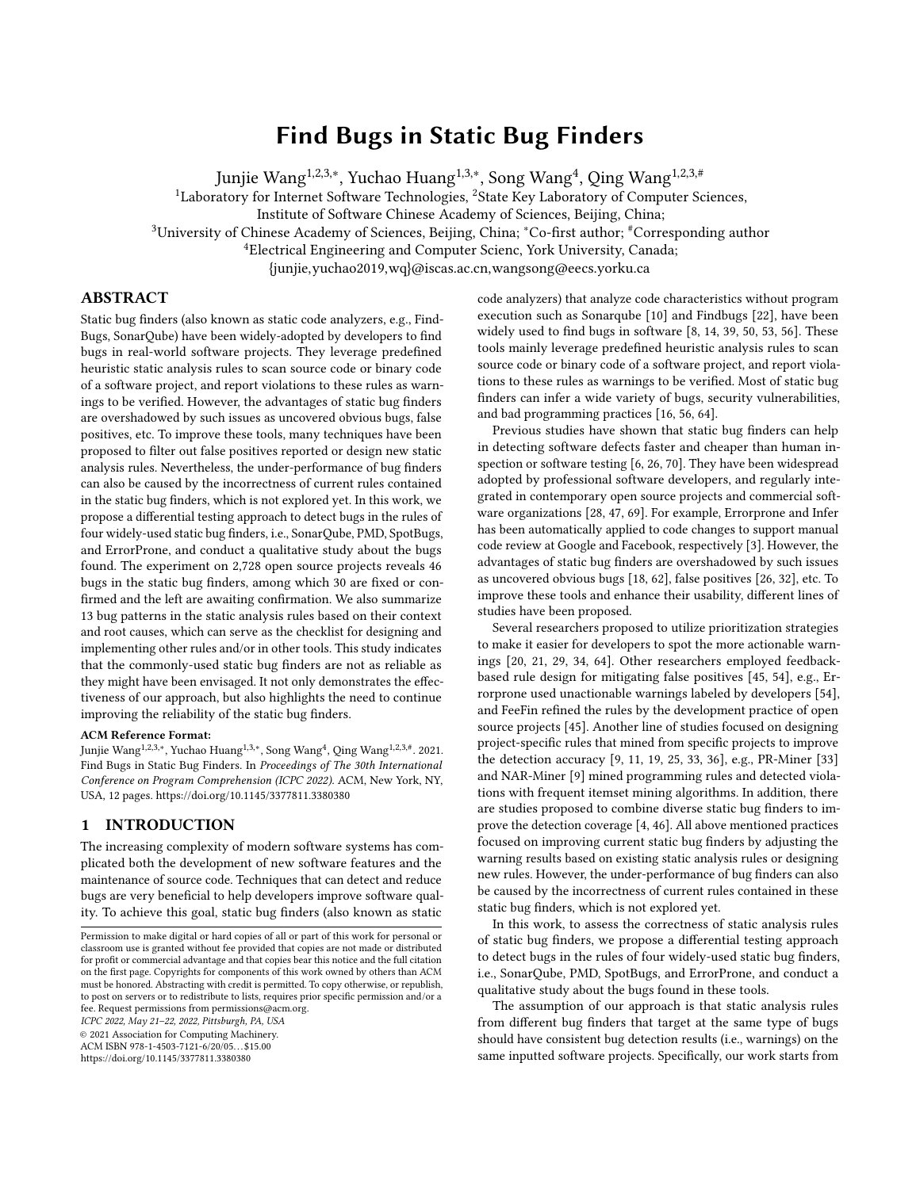# Find Bugs in Static Bug Finders

Junjie Wang[1,2,3,*], Yuchao Huang[1,3,*], Song Wang[4], Qing Wang[1,2,3,#]

[1]Laboratory for Internet Software Technologies, [2]State Key Laboratory of Computer Sciences,
Institute of Software Chinese Academy of Sciences, Beijing, China;
[3]University of Chinese Academy of Sciences, Beijing, China; [*]Co-first author; [#]Corresponding author
[4]Electrical Engineering and Computer Scienc, York University, Canada;
{junjie,yuchao2019,wq}@iscas.ac.cn,wangsong@eecs.yorku.ca

## ABSTRACT

Static bug finders (also known as static code analyzers, e.g., FindBugs, SonarQube) have been widely-adopted by developers to find bugs in real-world software projects. They leverage predefined heuristic static analysis rules to scan source code or binary code of a software project, and report violations to these rules as warnings to be verified. However, the advantages of static bug finders are overshadowed by such issues as uncovered obvious bugs, false positives, etc. To improve these tools, many techniques have been proposed to filter out false positives reported or design new static analysis rules. Nevertheless, the under-performance of bug finders can also be caused by the incorrectness of current rules contained in the static bug finders, which is not explored yet. In this work, we propose a differential testing approach to detect bugs in the rules of four widely-used static bug finders, i.e., SonarQube, PMD, SpotBugs, and ErrorProne, and conduct a qualitative study about the bugs found. The experiment on 2,728 open source projects reveals 46 bugs in the static bug finders, among which 30 are fixed or confirmed and the left are awaiting confirmation. We also summarize 13 bug patterns in the static analysis rules based on their context and root causes, which can serve as the checklist for designing and implementing other rules and/or in other tools. This study indicates that the commonly-used static bug finders are not as reliable as they might have been envisaged. It not only demonstrates the effectiveness of our approach, but also highlights the need to continue improving the reliability of the static bug finders.

**ACM Reference Format:**
Junjie Wang[1,2,3,*], Yuchao Huang[1,3,*], Song Wang[4], Qing Wang[1,2,3,#]. 2021. Find Bugs in Static Bug Finders. In *Proceedings of The 30th International Conference on Program Comprehension (ICPC 2022).* ACM, New York, NY, USA, 12 pages. https://doi.org/10.1145/3377811.3380380

## 1 INTRODUCTION

The increasing complexity of modern software systems has complicated both the development of new software features and the maintenance of source code. Techniques that can detect and reduce bugs are very beneficial to help developers improve software quality. To achieve this goal, static bug finders (also known as static code analyzers) that analyze code characteristics without program execution such as Sonarqube [10] and Findbugs [22], have been widely used to find bugs in software [8, 14, 39, 50, 53, 56]. These tools mainly leverage predefined heuristic analysis rules to scan source code or binary code of a software project, and report violations to these rules as warnings to be verified. Most of static bug finders can infer a wide variety of bugs, security vulnerabilities, and bad programming practices [16, 56, 64].

Previous studies have shown that static bug finders can help in detecting software defects faster and cheaper than human inspection or software testing [6, 26, 70]. They have been widespread adopted by professional software developers, and regularly integrated in contemporary open source projects and commercial software organizations [28, 47, 69]. For example, Errorprone and Infer has been automatically applied to code changes to support manual code review at Google and Facebook, respectively [3]. However, the advantages of static bug finders are overshadowed by such issues as uncovered obvious bugs [18, 62], false positives [26, 32], etc. To improve these tools and enhance their usability, different lines of studies have been proposed.

Several researchers proposed to utilize prioritization strategies to make it easier for developers to spot the more actionable warnings [20, 21, 29, 34, 64]. Other researchers employed feedback-based rule design for mitigating false positives [45, 54], e.g., Errorprone used unactionable warnings labeled by developers [54], and FeeFin refined the rules by the development practice of open source projects [45]. Another line of studies focused on designing project-specific rules that mined from specific projects to improve the detection accuracy [9, 11, 19, 25, 33, 36], e.g., PR-Miner [33] and NAR-Miner [9] mined programming rules and detected violations with frequent itemset mining algorithms. In addition, there are studies proposed to combine diverse static bug finders to improve the detection coverage [4, 46]. All above mentioned practices focused on improving current static bug finders by adjusting the warning results based on existing static analysis rules or designing new rules. However, the under-performance of bug finders can also be caused by the incorrectness of current rules contained in these static bug finders, which is not explored yet.

In this work, to assess the correctness of static analysis rules of static bug finders, we propose a differential testing approach to detect bugs in the rules of four widely-used static bug finders, i.e., SonarQube, PMD, SpotBugs, and ErrorProne, and conduct a qualitative study about the bugs found in these tools.

The assumption of our approach is that static analysis rules from different bug finders that target at the same type of bugs should have consistent bug detection results (i.e., warnings) on the same inputted software projects. Specifically, our work starts from

---

Permission to make digital or hard copies of all or part of this work for personal or classroom use is granted without fee provided that copies are not made or distributed for profit or commercial advantage and that copies bear this notice and the full citation on the first page. Copyrights for components of this work owned by others than ACM must be honored. Abstracting with credit is permitted. To copy otherwise, or republish, to post on servers or to redistribute to lists, requires prior specific permission and/or a fee. Request permissions from permissions@acm.org.
*ICPC 2022, May 21–22, 2022, Pittsburgh, PA, USA*
© 2021 Association for Computing Machinery.
ACM ISBN 978-1-4503-7121-6/20/05...$15.00
https://doi.org/10.1145/3377811.3380380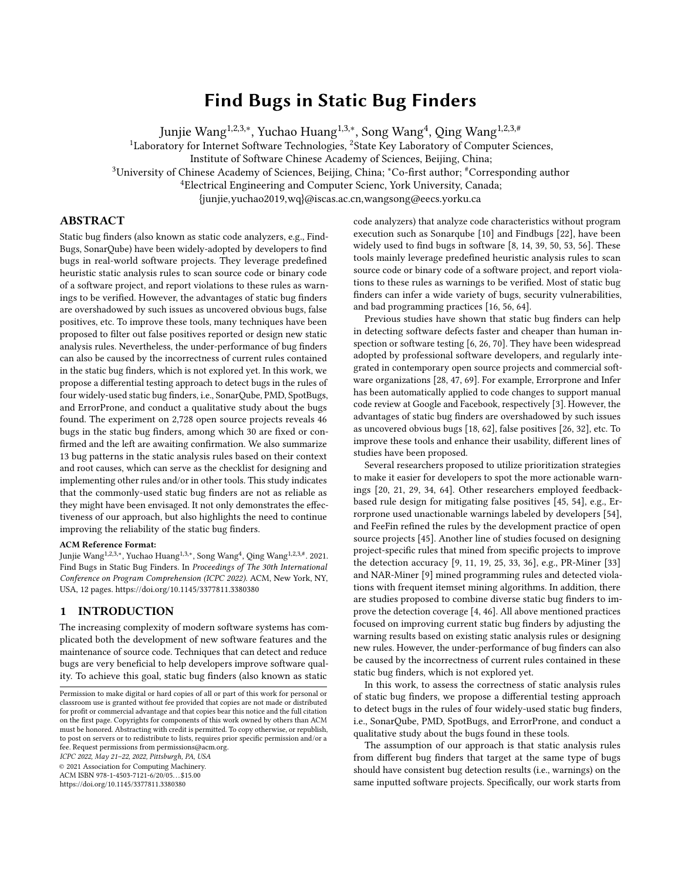# Find Bugs in Static Bug Finders

Junjie Wang[1,2,3,*], Yuchao Huang[1,3,*], Song Wang[4], Qing Wang[1,2,3,#]

[1]Laboratory for Internet Software Technologies, [2]State Key Laboratory of Computer Sciences, Institute of Software Chinese Academy of Sciences, Beijing, China;

[3]University of Chinese Academy of Sciences, Beijing, China; [*]Co-first author; [#]Corresponding author

[4]Electrical Engineering and Computer Scienc, York University, Canada;

{junjie,yuchao2019,wq}@iscas.ac.cn,wangsong@eecs.yorku.ca

## ABSTRACT

Static bug finders (also known as static code analyzers, e.g., FindBugs, SonarQube) have been widely-adopted by developers to find bugs in real-world software projects. They leverage predefined heuristic static analysis rules to scan source code or binary code of a software project, and report violations to these rules as warnings to be verified. However, the advantages of static bug finders are overshadowed by such issues as uncovered obvious bugs, false positives, etc. To improve these tools, many techniques have been proposed to filter out false positives reported or design new static analysis rules. Nevertheless, the under-performance of bug finders can also be caused by the incorrectness of current rules contained in the static bug finders, which is not explored yet. In this work, we propose a differential testing approach to detect bugs in the rules of four widely-used static bug finders, i.e., SonarQube, PMD, SpotBugs, and ErrorProne, and conduct a qualitative study about the bugs found. The experiment on 2,728 open source projects reveals 46 bugs in the static bug finders, among which 30 are fixed or confirmed and the left are awaiting confirmation. We also summarize 13 bug patterns in the static analysis rules based on their context and root causes, which can serve as the checklist for designing and implementing other rules and/or in other tools. This study indicates that the commonly-used static bug finders are not as reliable as they might have been envisaged. It not only demonstrates the effectiveness of our approach, but also highlights the need to continue improving the reliability of the static bug finders.

**ACM Reference Format:**

Junjie Wang[1,2,3,*], Yuchao Huang[1,3,*], Song Wang[4], Qing Wang[1,2,3,#]. 2021. Find Bugs in Static Bug Finders. In *Proceedings of The 30th International Conference on Program Comprehension (ICPC 2022).* ACM, New York, NY, USA, 12 pages. https://doi.org/10.1145/3377811.3380380

## 1 INTRODUCTION

The increasing complexity of modern software systems has complicated both the development of new software features and the maintenance of source code. Techniques that can detect and reduce bugs are very beneficial to help developers improve software quality. To achieve this goal, static bug finders (also known as static code analyzers) that analyze code characteristics without program execution such as Sonarqube [10] and Findbugs [22], have been widely used to find bugs in software [8, 14, 39, 50, 53, 56]. These tools mainly leverage predefined heuristic analysis rules to scan source code or binary code of a software project, and report violations to these rules as warnings to be verified. Most of static bug finders can infer a wide variety of bugs, security vulnerabilities, and bad programming practices [16, 56, 64].

Previous studies have shown that static bug finders can help in detecting software defects faster and cheaper than human inspection or software testing [6, 26, 70]. They have been widespread adopted by professional software developers, and regularly integrated in contemporary open source projects and commercial software organizations [28, 47, 69]. For example, Errorprone and Infer has been automatically applied to code changes to support manual code review at Google and Facebook, respectively [3]. However, the advantages of static bug finders are overshadowed by such issues as uncovered obvious bugs [18, 62], false positives [26, 32], etc. To improve these tools and enhance their usability, different lines of studies have been proposed.

Several researchers proposed to utilize prioritization strategies to make it easier for developers to spot the more actionable warnings [20, 21, 29, 34, 64]. Other researchers employed feedback-based rule design for mitigating false positives [45, 54], e.g., Errorprone used unactionable warnings labeled by developers [54], and FeeFin refined the rules by the development practice of open source projects [45]. Another line of studies focused on designing project-specific rules that mined from specific projects to improve the detection accuracy [9, 11, 19, 25, 33, 36], e.g., PR-Miner [33] and NAR-Miner [9] mined programming rules and detected violations with frequent itemset mining algorithms. In addition, there are studies proposed to combine diverse static bug finders to improve the detection coverage [4, 46]. All above mentioned practices focused on improving current static bug finders by adjusting the warning results based on existing static analysis rules or designing new rules. However, the under-performance of bug finders can also be caused by the incorrectness of current rules contained in these static bug finders, which is not explored yet.

In this work, to assess the correctness of static analysis rules of static bug finders, we propose a differential testing approach to detect bugs in the rules of four widely-used static bug finders, i.e., SonarQube, PMD, SpotBugs, and ErrorProne, and conduct a qualitative study about the bugs found in these tools.

The assumption of our approach is that static analysis rules from different bug finders that target at the same type of bugs should have consistent bug detection results (i.e., warnings) on the same inputted software projects. Specifically, our work starts from

Permission to make digital or hard copies of all or part of this work for personal or classroom use is granted without fee provided that copies are not made or distributed for profit or commercial advantage and that copies bear this notice and the full citation on the first page. Copyrights for components of this work owned by others than ACM must be honored. Abstracting with credit is permitted. To copy otherwise, or republish, to post on servers or to redistribute to lists, requires prior specific permission and/or a fee. Request permissions from permissions@acm.org.

*ICPC 2022, May 21–22, 2022, Pittsburgh, PA, USA*

© 2021 Association for Computing Machinery.

ACM ISBN 978-1-4503-7121-6/20/05...$15.00

https://doi.org/10.1145/3377811.3380380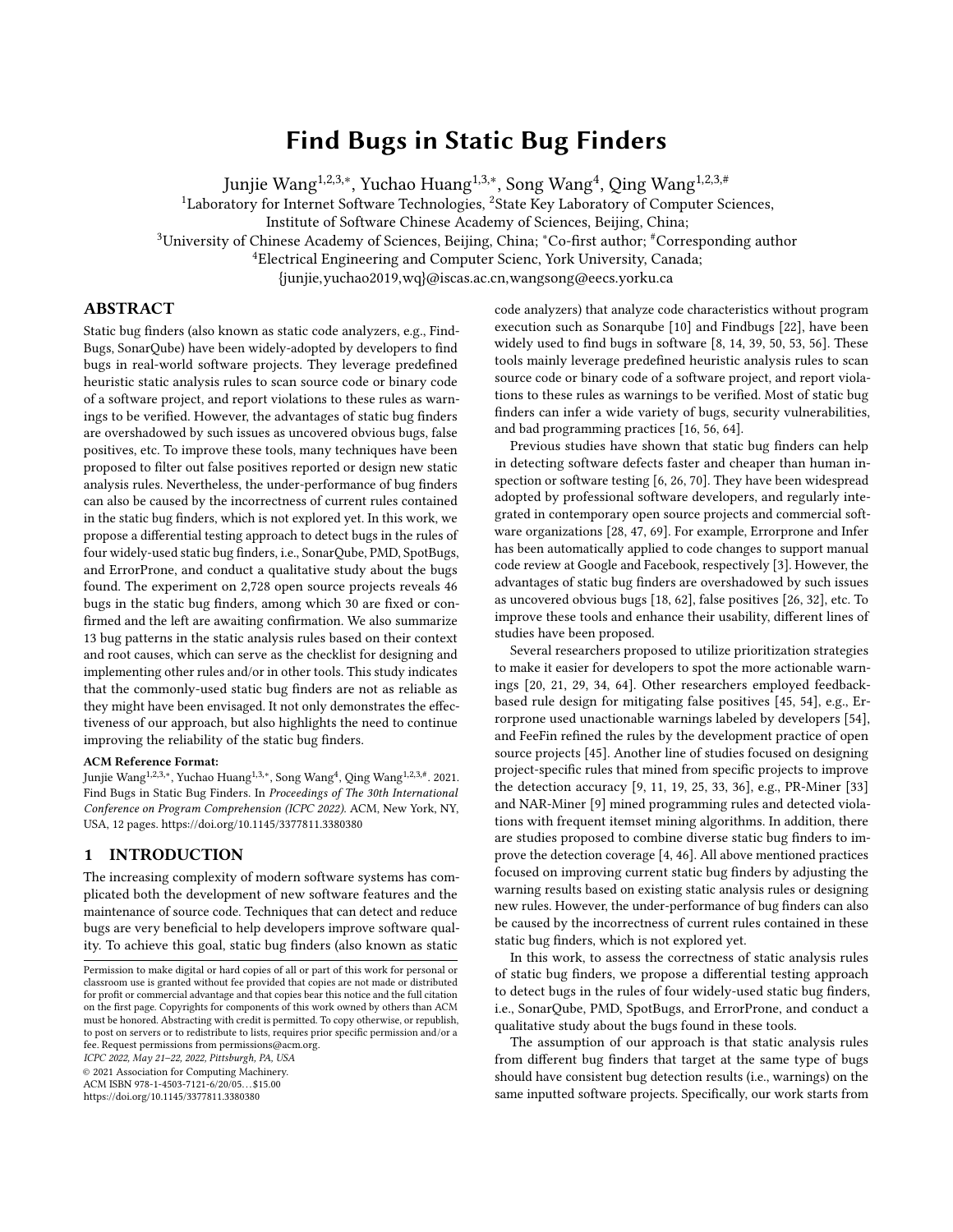# Find Bugs in Static Bug Finders

Junjie Wang[1,2,3,*], Yuchao Huang[1,3,*], Song Wang[4], Qing Wang[1,2,3,#]

[1]Laboratory for Internet Software Technologies, [2]State Key Laboratory of Computer Sciences, Institute of Software Chinese Academy of Sciences, Beijing, China;

[3]University of Chinese Academy of Sciences, Beijing, China; [*]Co-first author; [#]Corresponding author

[4]Electrical Engineering and Computer Scienc, York University, Canada;

{junjie,yuchao2019,wq}@iscas.ac.cn,wangsong@eecs.yorku.ca

## ABSTRACT

Static bug finders (also known as static code analyzers, e.g., FindBugs, SonarQube) have been widely-adopted by developers to find bugs in real-world software projects. They leverage predefined heuristic static analysis rules to scan source code or binary code of a software project, and report violations to these rules as warnings to be verified. However, the advantages of static bug finders are overshadowed by such issues as uncovered obvious bugs, false positives, etc. To improve these tools, many techniques have been proposed to filter out false positives reported or design new static analysis rules. Nevertheless, the under-performance of bug finders can also be caused by the incorrectness of current rules contained in the static bug finders, which is not explored yet. In this work, we propose a differential testing approach to detect bugs in the rules of four widely-used static bug finders, i.e., SonarQube, PMD, SpotBugs, and ErrorProne, and conduct a qualitative study about the bugs found. The experiment on 2,728 open source projects reveals 46 bugs in the static bug finders, among which 30 are fixed or confirmed and the left are awaiting confirmation. We also summarize 13 bug patterns in the static analysis rules based on their context and root causes, which can serve as the checklist for designing and implementing other rules and/or in other tools. This study indicates that the commonly-used static bug finders are not as reliable as they might have been envisaged. It not only demonstrates the effectiveness of our approach, but also highlights the need to continue improving the reliability of the static bug finders.

**ACM Reference Format:**
Junjie Wang[1,2,3,*], Yuchao Huang[1,3,*], Song Wang[4], Qing Wang[1,2,3,#]. 2021. Find Bugs in Static Bug Finders. In *Proceedings of The 30th International Conference on Program Comprehension (ICPC 2022).* ACM, New York, NY, USA, 12 pages. https://doi.org/10.1145/3377811.3380380

## 1 INTRODUCTION

The increasing complexity of modern software systems has complicated both the development of new software features and the maintenance of source code. Techniques that can detect and reduce bugs are very beneficial to help developers improve software quality. To achieve this goal, static bug finders (also known as static code analyzers) that analyze code characteristics without program execution such as Sonarqube [10] and Findbugs [22], have been widely used to find bugs in software [8, 14, 39, 50, 53, 56]. These tools mainly leverage predefined heuristic analysis rules to scan source code or binary code of a software project, and report violations to these rules as warnings to be verified. Most of static bug finders can infer a wide variety of bugs, security vulnerabilities, and bad programming practices [16, 56, 64].

Previous studies have shown that static bug finders can help in detecting software defects faster and cheaper than human inspection or software testing [6, 26, 70]. They have been widespread adopted by professional software developers, and regularly integrated in contemporary open source projects and commercial software organizations [28, 47, 69]. For example, Errorprone and Infer has been automatically applied to code changes to support manual code review at Google and Facebook, respectively [3]. However, the advantages of static bug finders are overshadowed by such issues as uncovered obvious bugs [18, 62], false positives [26, 32], etc. To improve these tools and enhance their usability, different lines of studies have been proposed.

Several researchers proposed to utilize prioritization strategies to make it easier for developers to spot the more actionable warnings [20, 21, 29, 34, 64]. Other researchers employed feedback-based rule design for mitigating false positives [45, 54], e.g., Errorprone used unactionable warnings labeled by developers [54], and FeeFin refined the rules by the development practice of open source projects [45]. Another line of studies focused on designing project-specific rules that mined from specific projects to improve the detection accuracy [9, 11, 19, 25, 33, 36], e.g., PR-Miner [33] and NAR-Miner [9] mined programming rules and detected violations with frequent itemset mining algorithms. In addition, there are studies proposed to combine diverse static bug finders to improve the detection coverage [4, 46]. All above mentioned practices focused on improving current static bug finders by adjusting the warning results based on existing static analysis rules or designing new rules. However, the under-performance of bug finders can also be caused by the incorrectness of current rules contained in these static bug finders, which is not explored yet.

In this work, to assess the correctness of static analysis rules of static bug finders, we propose a differential testing approach to detect bugs in the rules of four widely-used static bug finders, i.e., SonarQube, PMD, SpotBugs, and ErrorProne, and conduct a qualitative study about the bugs found in these tools.

The assumption of our approach is that static analysis rules from different bug finders that target at the same type of bugs should have consistent bug detection results (i.e., warnings) on the same inputted software projects. Specifically, our work starts from

---

Permission to make digital or hard copies of all or part of this work for personal or classroom use is granted without fee provided that copies are not made or distributed for profit or commercial advantage and that copies bear this notice and the full citation on the first page. Copyrights for components of this work owned by others than ACM must be honored. Abstracting with credit is permitted. To copy otherwise, or republish, to post on servers or to redistribute to lists, requires prior specific permission and/or a fee. Request permissions from permissions@acm.org.

*ICPC 2022, May 21–22, 2022, Pittsburgh, PA, USA*
© 2021 Association for Computing Machinery.
ACM ISBN 978-1-4503-7121-6/20/05...$15.00
https://doi.org/10.1145/3377811.3380380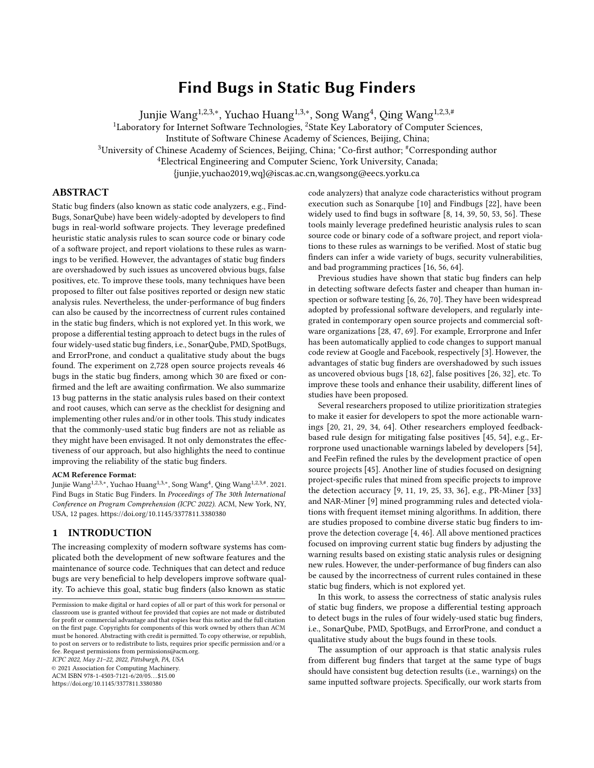# Find Bugs in Static Bug Finders

Junjie Wang[1,2,3,*], Yuchao Huang[1,3,*], Song Wang[4], Qing Wang[1,2,3,#]

[1]Laboratory for Internet Software Technologies, [2]State Key Laboratory of Computer Sciences, Institute of Software Chinese Academy of Sciences, Beijing, China;

[3]University of Chinese Academy of Sciences, Beijing, China; [*]Co-first author; [#]Corresponding author

[4]Electrical Engineering and Computer Scienc, York University, Canada;

{junjie,yuchao2019,wq}@iscas.ac.cn,wangsong@eecs.yorku.ca

## ABSTRACT

Static bug finders (also known as static code analyzers, e.g., FindBugs, SonarQube) have been widely-adopted by developers to find bugs in real-world software projects. They leverage predefined heuristic static analysis rules to scan source code or binary code of a software project, and report violations to these rules as warnings to be verified. However, the advantages of static bug finders are overshadowed by such issues as uncovered obvious bugs, false positives, etc. To improve these tools, many techniques have been proposed to filter out false positives reported or design new static analysis rules. Nevertheless, the under-performance of bug finders can also be caused by the incorrectness of current rules contained in the static bug finders, which is not explored yet. In this work, we propose a differential testing approach to detect bugs in the rules of four widely-used static bug finders, i.e., SonarQube, PMD, SpotBugs, and ErrorProne, and conduct a qualitative study about the bugs found. The experiment on 2,728 open source projects reveals 46 bugs in the static bug finders, among which 30 are fixed or confirmed and the left are awaiting confirmation. We also summarize 13 bug patterns in the static analysis rules based on their context and root causes, which can serve as the checklist for designing and implementing other rules and/or in other tools. This study indicates that the commonly-used static bug finders are not as reliable as they might have been envisaged. It not only demonstrates the effectiveness of our approach, but also highlights the need to continue improving the reliability of the static bug finders.

**ACM Reference Format:**

Junjie Wang[1,2,3,*], Yuchao Huang[1,3,*], Song Wang[4], Qing Wang[1,2,3,#]. 2021. Find Bugs in Static Bug Finders. In *Proceedings of The 30th International Conference on Program Comprehension (ICPC 2022).* ACM, New York, NY, USA, 12 pages. https://doi.org/10.1145/3377811.3380380

## 1 INTRODUCTION

The increasing complexity of modern software systems has complicated both the development of new software features and the maintenance of source code. Techniques that can detect and reduce bugs are very beneficial to help developers improve software quality. To achieve this goal, static bug finders (also known as static code analyzers) that analyze code characteristics without program execution such as Sonarqube [10] and Findbugs [22], have been widely used to find bugs in software [8, 14, 39, 50, 53, 56]. These tools mainly leverage predefined heuristic analysis rules to scan source code or binary code of a software project, and report violations to these rules as warnings to be verified. Most of static bug finders can infer a wide variety of bugs, security vulnerabilities, and bad programming practices [16, 56, 64].

Previous studies have shown that static bug finders can help in detecting software defects faster and cheaper than human inspection or software testing [6, 26, 70]. They have been widespread adopted by professional software developers, and regularly integrated in contemporary open source projects and commercial software organizations [28, 47, 69]. For example, Errorprone and Infer has been automatically applied to code changes to support manual code review at Google and Facebook, respectively [3]. However, the advantages of static bug finders are overshadowed by such issues as uncovered obvious bugs [18, 62], false positives [26, 32], etc. To improve these tools and enhance their usability, different lines of studies have been proposed.

Several researchers proposed to utilize prioritization strategies to make it easier for developers to spot the more actionable warnings [20, 21, 29, 34, 64]. Other researchers employed feedback-based rule design for mitigating false positives [45, 54], e.g., Errorprone used unactionable warnings labeled by developers [54], and FeeFin refined the rules by the development practice of open source projects [45]. Another line of studies focused on designing project-specific rules that mined from specific projects to improve the detection accuracy [9, 11, 19, 25, 33, 36], e.g., PR-Miner [33] and NAR-Miner [9] mined programming rules and detected violations with frequent itemset mining algorithms. In addition, there are studies proposed to combine diverse static bug finders to improve the detection coverage [4, 46]. All above mentioned practices focused on improving current static bug finders by adjusting the warning results based on existing static analysis rules or designing new rules. However, the under-performance of bug finders can also be caused by the incorrectness of current rules contained in these static bug finders, which is not explored yet.

In this work, to assess the correctness of static analysis rules of static bug finders, we propose a differential testing approach to detect bugs in the rules of four widely-used static bug finders, i.e., SonarQube, PMD, SpotBugs, and ErrorProne, and conduct a qualitative study about the bugs found in these tools.

The assumption of our approach is that static analysis rules from different bug finders that target at the same type of bugs should have consistent bug detection results (i.e., warnings) on the same inputted software projects. Specifically, our work starts from

---

Permission to make digital or hard copies of all or part of this work for personal or classroom use is granted without fee provided that copies are not made or distributed for profit or commercial advantage and that copies bear this notice and the full citation on the first page. Copyrights for components of this work owned by others than ACM must be honored. Abstracting with credit is permitted. To copy otherwise, or republish, to post on servers or to redistribute to lists, requires prior specific permission and/or a fee. Request permissions from permissions@acm.org.

*ICPC 2022, May 21–22, 2022, Pittsburgh, PA, USA*

© 2021 Association for Computing Machinery.

ACM ISBN 978-1-4503-7121-6/20/05…$15.00

https://doi.org/10.1145/3377811.3380380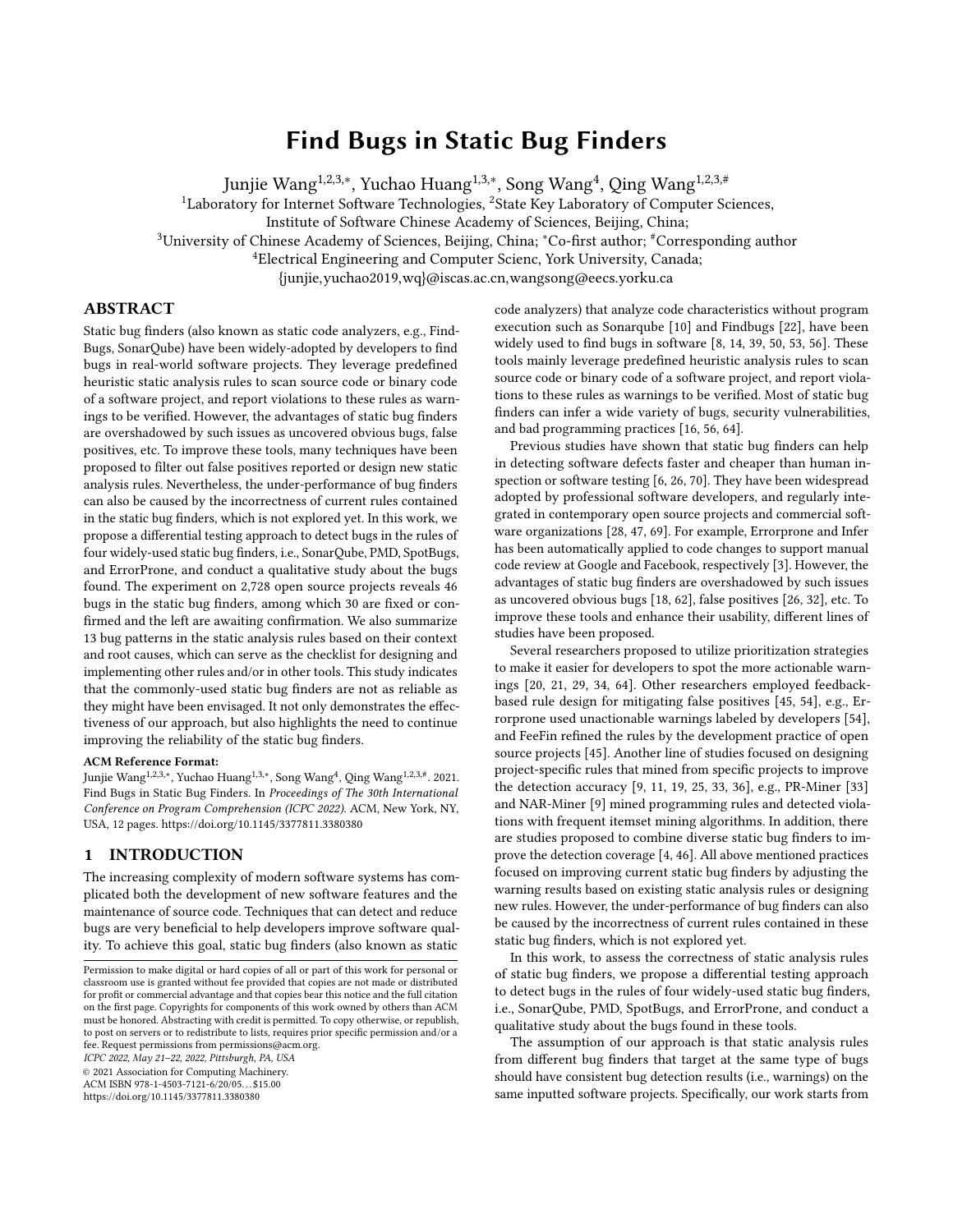# Find Bugs in Static Bug Finders

Junjie Wang[1,2,3,*], Yuchao Huang[1,3,*], Song Wang[4], Qing Wang[1,2,3,#]

[1]Laboratory for Internet Software Technologies, [2]State Key Laboratory of Computer Sciences, Institute of Software Chinese Academy of Sciences, Beijing, China;

[3]University of Chinese Academy of Sciences, Beijing, China; [*]Co-first author; [#]Corresponding author

[4]Electrical Engineering and Computer Scienc, York University, Canada;

{junjie,yuchao2019,wq}@iscas.ac.cn,wangsong@eecs.yorku.ca

## ABSTRACT

Static bug finders (also known as static code analyzers, e.g., FindBugs, SonarQube) have been widely-adopted by developers to find bugs in real-world software projects. They leverage predefined heuristic static analysis rules to scan source code or binary code of a software project, and report violations to these rules as warnings to be verified. However, the advantages of static bug finders are overshadowed by such issues as uncovered obvious bugs, false positives, etc. To improve these tools, many techniques have been proposed to filter out false positives reported or design new static analysis rules. Nevertheless, the under-performance of bug finders can also be caused by the incorrectness of current rules contained in the static bug finders, which is not explored yet. In this work, we propose a differential testing approach to detect bugs in the rules of four widely-used static bug finders, i.e., SonarQube, PMD, SpotBugs, and ErrorProne, and conduct a qualitative study about the bugs found. The experiment on 2,728 open source projects reveals 46 bugs in the static bug finders, among which 30 are fixed or confirmed and the left are awaiting confirmation. We also summarize 13 bug patterns in the static analysis rules based on their context and root causes, which can serve as the checklist for designing and implementing other rules and/or in other tools. This study indicates that the commonly-used static bug finders are not as reliable as they might have been envisaged. It not only demonstrates the effectiveness of our approach, but also highlights the need to continue improving the reliability of the static bug finders.

**ACM Reference Format:**

Junjie Wang[1,2,3,*], Yuchao Huang[1,3,*], Song Wang[4], Qing Wang[1,2,3,#]. 2021. Find Bugs in Static Bug Finders. In *Proceedings of The 30th International Conference on Program Comprehension (ICPC 2022).* ACM, New York, NY, USA, 12 pages. https://doi.org/10.1145/3377811.3380380

## 1 INTRODUCTION

The increasing complexity of modern software systems has complicated both the development of new software features and the maintenance of source code. Techniques that can detect and reduce bugs are very beneficial to help developers improve software quality. To achieve this goal, static bug finders (also known as static code analyzers) that analyze code characteristics without program execution such as Sonarqube [10] and Findbugs [22], have been widely used to find bugs in software [8, 14, 39, 50, 53, 56]. These tools mainly leverage predefined heuristic analysis rules to scan source code or binary code of a software project, and report violations to these rules as warnings to be verified. Most of static bug finders can infer a wide variety of bugs, security vulnerabilities, and bad programming practices [16, 56, 64].

Previous studies have shown that static bug finders can help in detecting software defects faster and cheaper than human inspection or software testing [6, 26, 70]. They have been widespread adopted by professional software developers, and regularly integrated in contemporary open source projects and commercial software organizations [28, 47, 69]. For example, Errorprone and Infer has been automatically applied to code changes to support manual code review at Google and Facebook, respectively [3]. However, the advantages of static bug finders are overshadowed by such issues as uncovered obvious bugs [18, 62], false positives [26, 32], etc. To improve these tools and enhance their usability, different lines of studies have been proposed.

Several researchers proposed to utilize prioritization strategies to make it easier for developers to spot the more actionable warnings [20, 21, 29, 34, 64]. Other researchers employed feedback-based rule design for mitigating false positives [45, 54], e.g., Errorprone used unactionable warnings labeled by developers [54], and FeeFin refined the rules by the development practice of open source projects [45]. Another line of studies focused on designing project-specific rules that mined from specific projects to improve the detection accuracy [9, 11, 19, 25, 33, 36], e.g., PR-Miner [33] and NAR-Miner [9] mined programming rules and detected violations with frequent itemset mining algorithms. In addition, there are studies proposed to combine diverse static bug finders to improve the detection coverage [4, 46]. All above mentioned practices focused on improving current static bug finders by adjusting the warning results based on existing static analysis rules or designing new rules. However, the under-performance of bug finders can also be caused by the incorrectness of current rules contained in these static bug finders, which is not explored yet.

In this work, to assess the correctness of static analysis rules of static bug finders, we propose a differential testing approach to detect bugs in the rules of four widely-used static bug finders, i.e., SonarQube, PMD, SpotBugs, and ErrorProne, and conduct a qualitative study about the bugs found in these tools.

The assumption of our approach is that static analysis rules from different bug finders that target at the same type of bugs should have consistent bug detection results (i.e., warnings) on the same inputted software projects. Specifically, our work starts from

---

Permission to make digital or hard copies of all or part of this work for personal or classroom use is granted without fee provided that copies are not made or distributed for profit or commercial advantage and that copies bear this notice and the full citation on the first page. Copyrights for components of this work owned by others than ACM must be honored. Abstracting with credit is permitted. To copy otherwise, or republish, to post on servers or to redistribute to lists, requires prior specific permission and/or a fee. Request permissions from permissions@acm.org.

*ICPC 2022, May 21–22, 2022, Pittsburgh, PA, USA*

© 2021 Association for Computing Machinery.

ACM ISBN 978-1-4503-7121-6/20/05...$15.00

https://doi.org/10.1145/3377811.3380380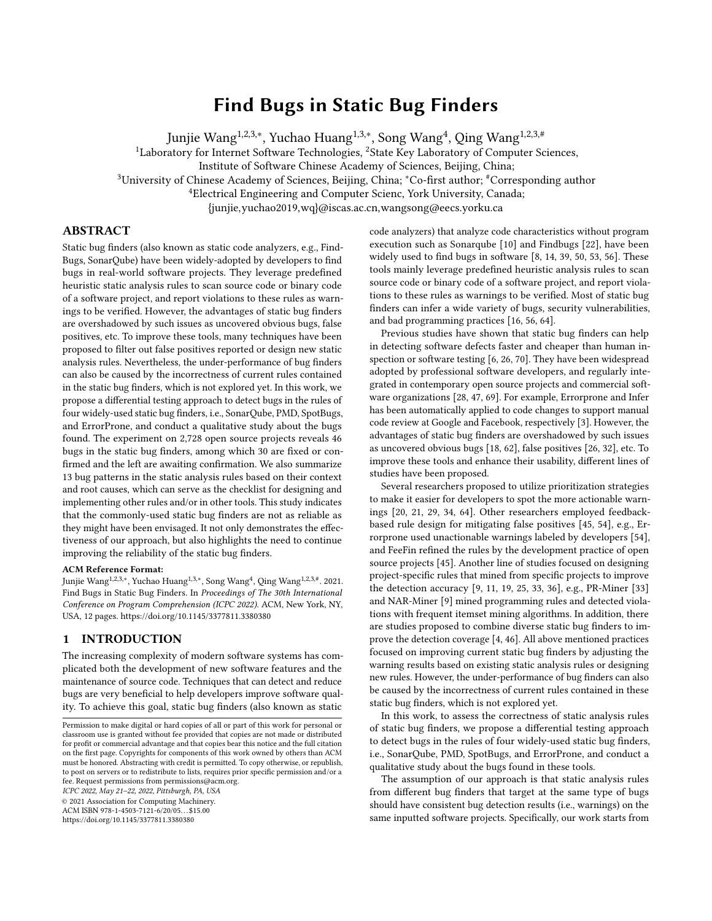# Find Bugs in Static Bug Finders

Junjie Wang[1,2,3,*], Yuchao Huang[1,3,*], Song Wang[4], Qing Wang[1,2,3,#]

[1]Laboratory for Internet Software Technologies, [2]State Key Laboratory of Computer Sciences, Institute of Software Chinese Academy of Sciences, Beijing, China;

[3]University of Chinese Academy of Sciences, Beijing, China; *Co-first author; #Corresponding author

[4]Electrical Engineering and Computer Scienc, York University, Canada;

{junjie,yuchao2019,wq}@iscas.ac.cn,wangsong@eecs.yorku.ca

## ABSTRACT

Static bug finders (also known as static code analyzers, e.g., FindBugs, SonarQube) have been widely-adopted by developers to find bugs in real-world software projects. They leverage predefined heuristic static analysis rules to scan source code or binary code of a software project, and report violations to these rules as warnings to be verified. However, the advantages of static bug finders are overshadowed by such issues as uncovered obvious bugs, false positives, etc. To improve these tools, many techniques have been proposed to filter out false positives reported or design new static analysis rules. Nevertheless, the under-performance of bug finders can also be caused by the incorrectness of current rules contained in the static bug finders, which is not explored yet. In this work, we propose a differential testing approach to detect bugs in the rules of four widely-used static bug finders, i.e., SonarQube, PMD, SpotBugs, and ErrorProne, and conduct a qualitative study about the bugs found. The experiment on 2,728 open source projects reveals 46 bugs in the static bug finders, among which 30 are fixed or confirmed and the left are awaiting confirmation. We also summarize 13 bug patterns in the static analysis rules based on their context and root causes, which can serve as the checklist for designing and implementing other rules and/or in other tools. This study indicates that the commonly-used static bug finders are not as reliable as they might have been envisaged. It not only demonstrates the effectiveness of our approach, but also highlights the need to continue improving the reliability of the static bug finders.

**ACM Reference Format:**

Junjie Wang[1,2,3,*], Yuchao Huang[1,3,*], Song Wang[4], Qing Wang[1,2,3,#]. 2021. Find Bugs in Static Bug Finders. In *Proceedings of The 30th International Conference on Program Comprehension (ICPC 2022).* ACM, New York, NY, USA, 12 pages. https://doi.org/10.1145/3377811.3380380

## 1 INTRODUCTION

The increasing complexity of modern software systems has complicated both the development of new software features and the maintenance of source code. Techniques that can detect and reduce bugs are very beneficial to help developers improve software quality. To achieve this goal, static bug finders (also known as static code analyzers) that analyze code characteristics without program execution such as Sonarqube [10] and Findbugs [22], have been widely used to find bugs in software [8, 14, 39, 50, 53, 56]. These tools mainly leverage predefined heuristic analysis rules to scan source code or binary code of a software project, and report violations to these rules as warnings to be verified. Most of static bug finders can infer a wide variety of bugs, security vulnerabilities, and bad programming practices [16, 56, 64].

Previous studies have shown that static bug finders can help in detecting software defects faster and cheaper than human inspection or software testing [6, 26, 70]. They have been widespread adopted by professional software developers, and regularly integrated in contemporary open source projects and commercial software organizations [28, 47, 69]. For example, Errorprone and Infer has been automatically applied to code changes to support manual code review at Google and Facebook, respectively [3]. However, the advantages of static bug finders are overshadowed by such issues as uncovered obvious bugs [18, 62], false positives [26, 32], etc. To improve these tools and enhance their usability, different lines of studies have been proposed.

Several researchers proposed to utilize prioritization strategies to make it easier for developers to spot the more actionable warnings [20, 21, 29, 34, 64]. Other researchers employed feedback-based rule design for mitigating false positives [45, 54], e.g., Errorprone used unactionable warnings labeled by developers [54], and FeeFin refined the rules by the development practice of open source projects [45]. Another line of studies focused on designing project-specific rules that mined from specific projects to improve the detection accuracy [9, 11, 19, 25, 33, 36], e.g., PR-Miner [33] and NAR-Miner [9] mined programming rules and detected violations with frequent itemset mining algorithms. In addition, there are studies proposed to combine diverse static bug finders to improve the detection coverage [4, 46]. All above mentioned practices focused on improving current static bug finders by adjusting the warning results based on existing static analysis rules or designing new rules. However, the under-performance of bug finders can also be caused by the incorrectness of current rules contained in these static bug finders, which is not explored yet.

In this work, to assess the correctness of static analysis rules of static bug finders, we propose a differential testing approach to detect bugs in the rules of four widely-used static bug finders, i.e., SonarQube, PMD, SpotBugs, and ErrorProne, and conduct a qualitative study about the bugs found in these tools.

The assumption of our approach is that static analysis rules from different bug finders that target at the same type of bugs should have consistent bug detection results (i.e., warnings) on the same inputted software projects. Specifically, our work starts from

---

Permission to make digital or hard copies of all or part of this work for personal or classroom use is granted without fee provided that copies are not made or distributed for profit or commercial advantage and that copies bear this notice and the full citation on the first page. Copyrights for components of this work owned by others than ACM must be honored. Abstracting with credit is permitted. To copy otherwise, or republish, to post on servers or to redistribute to lists, requires prior specific permission and/or a fee. Request permissions from permissions@acm.org.

*ICPC 2022, May 21–22, 2022, Pittsburgh, PA, USA*

© 2021 Association for Computing Machinery.

ACM ISBN 978-1-4503-7121-6/20/05...$15.00

https://doi.org/10.1145/3377811.3380380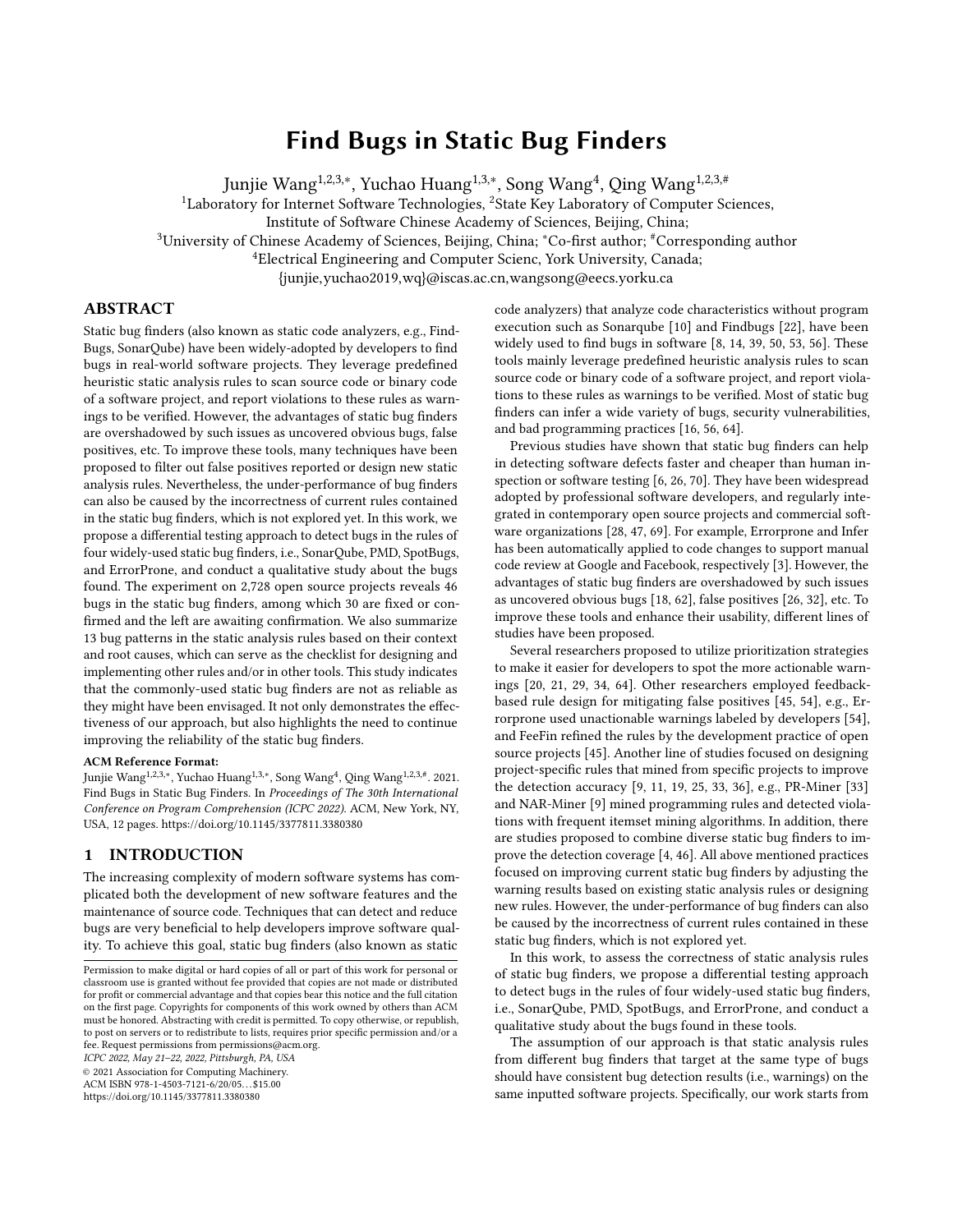# Find Bugs in Static Bug Finders

Junjie Wang[1,2,3,*], Yuchao Huang[1,3,*], Song Wang[4], Qing Wang[1,2,3,#]

[1]Laboratory for Internet Software Technologies, [2]State Key Laboratory of Computer Sciences, Institute of Software Chinese Academy of Sciences, Beijing, China;

[3]University of Chinese Academy of Sciences, Beijing, China; *Co-first author; #Corresponding author

[4]Electrical Engineering and Computer Scienc, York University, Canada;

{junjie,yuchao2019,wq}@iscas.ac.cn,wangsong@eecs.yorku.ca

## ABSTRACT

Static bug finders (also known as static code analyzers, e.g., FindBugs, SonarQube) have been widely-adopted by developers to find bugs in real-world software projects. They leverage predefined heuristic static analysis rules to scan source code or binary code of a software project, and report violations to these rules as warnings to be verified. However, the advantages of static bug finders are overshadowed by such issues as uncovered obvious bugs, false positives, etc. To improve these tools, many techniques have been proposed to filter out false positives reported or design new static analysis rules. Nevertheless, the under-performance of bug finders can also be caused by the incorrectness of current rules contained in the static bug finders, which is not explored yet. In this work, we propose a differential testing approach to detect bugs in the rules of four widely-used static bug finders, i.e., SonarQube, PMD, SpotBugs, and ErrorProne, and conduct a qualitative study about the bugs found. The experiment on 2,728 open source projects reveals 46 bugs in the static bug finders, among which 30 are fixed or confirmed and the left are awaiting confirmation. We also summarize 13 bug patterns in the static analysis rules based on their context and root causes, which can serve as the checklist for designing and implementing other rules and/or in other tools. This study indicates that the commonly-used static bug finders are not as reliable as they might have been envisaged. It not only demonstrates the effectiveness of our approach, but also highlights the need to continue improving the reliability of the static bug finders.

**ACM Reference Format:**

Junjie Wang[1,2,3,*], Yuchao Huang[1,3,*], Song Wang[4], Qing Wang[1,2,3,#]. 2021. Find Bugs in Static Bug Finders. In *Proceedings of The 30th International Conference on Program Comprehension (ICPC 2022).* ACM, New York, NY, USA, 12 pages. https://doi.org/10.1145/3377811.3380380

## 1 INTRODUCTION

The increasing complexity of modern software systems has complicated both the development of new software features and the maintenance of source code. Techniques that can detect and reduce bugs are very beneficial to help developers improve software quality. To achieve this goal, static bug finders (also known as static code analyzers) that analyze code characteristics without program execution such as Sonarqube [10] and Findbugs [22], have been widely used to find bugs in software [8, 14, 39, 50, 53, 56]. These tools mainly leverage predefined heuristic analysis rules to scan source code or binary code of a software project, and report violations to these rules as warnings to be verified. Most of static bug finders can infer a wide variety of bugs, security vulnerabilities, and bad programming practices [16, 56, 64].

Previous studies have shown that static bug finders can help in detecting software defects faster and cheaper than human inspection or software testing [6, 26, 70]. They have been widespread adopted by professional software developers, and regularly integrated in contemporary open source projects and commercial software organizations [28, 47, 69]. For example, Errorprone and Infer has been automatically applied to code changes to support manual code review at Google and Facebook, respectively [3]. However, the advantages of static bug finders are overshadowed by such issues as uncovered obvious bugs [18, 62], false positives [26, 32], etc. To improve these tools and enhance their usability, different lines of studies have been proposed.

Several researchers proposed to utilize prioritization strategies to make it easier for developers to spot the more actionable warnings [20, 21, 29, 34, 64]. Other researchers employed feedback-based rule design for mitigating false positives [45, 54], e.g., Errorprone used unactionable warnings labeled by developers [54], and FeeFin refined the rules by the development practice of open source projects [45]. Another line of studies focused on designing project-specific rules that mined from specific projects to improve the detection accuracy [9, 11, 19, 25, 33, 36], e.g., PR-Miner [33] and NAR-Miner [9] mined programming rules and detected violations with frequent itemset mining algorithms. In addition, there are studies proposed to combine diverse static bug finders to improve the detection coverage [4, 46]. All above mentioned practices focused on improving current static bug finders by adjusting the warning results based on existing static analysis rules or designing new rules. However, the under-performance of bug finders can also be caused by the incorrectness of current rules contained in these static bug finders, which is not explored yet.

In this work, to assess the correctness of static analysis rules of static bug finders, we propose a differential testing approach to detect bugs in the rules of four widely-used static bug finders, i.e., SonarQube, PMD, SpotBugs, and ErrorProne, and conduct a qualitative study about the bugs found in these tools.

The assumption of our approach is that static analysis rules from different bug finders that target at the same type of bugs should have consistent bug detection results (i.e., warnings) on the same inputted software projects. Specifically, our work starts from

---

Permission to make digital or hard copies of all or part of this work for personal or classroom use is granted without fee provided that copies are not made or distributed for profit or commercial advantage and that copies bear this notice and the full citation on the first page. Copyrights for components of this work owned by others than ACM must be honored. Abstracting with credit is permitted. To copy otherwise, or republish, to post on servers or to redistribute to lists, requires prior specific permission and/or a fee. Request permissions from permissions@acm.org.

*ICPC 2022, May 21–22, 2022, Pittsburgh, PA, USA*

© 2021 Association for Computing Machinery.

ACM ISBN 978-1-4503-7121-6/20/05...$15.00

https://doi.org/10.1145/3377811.3380380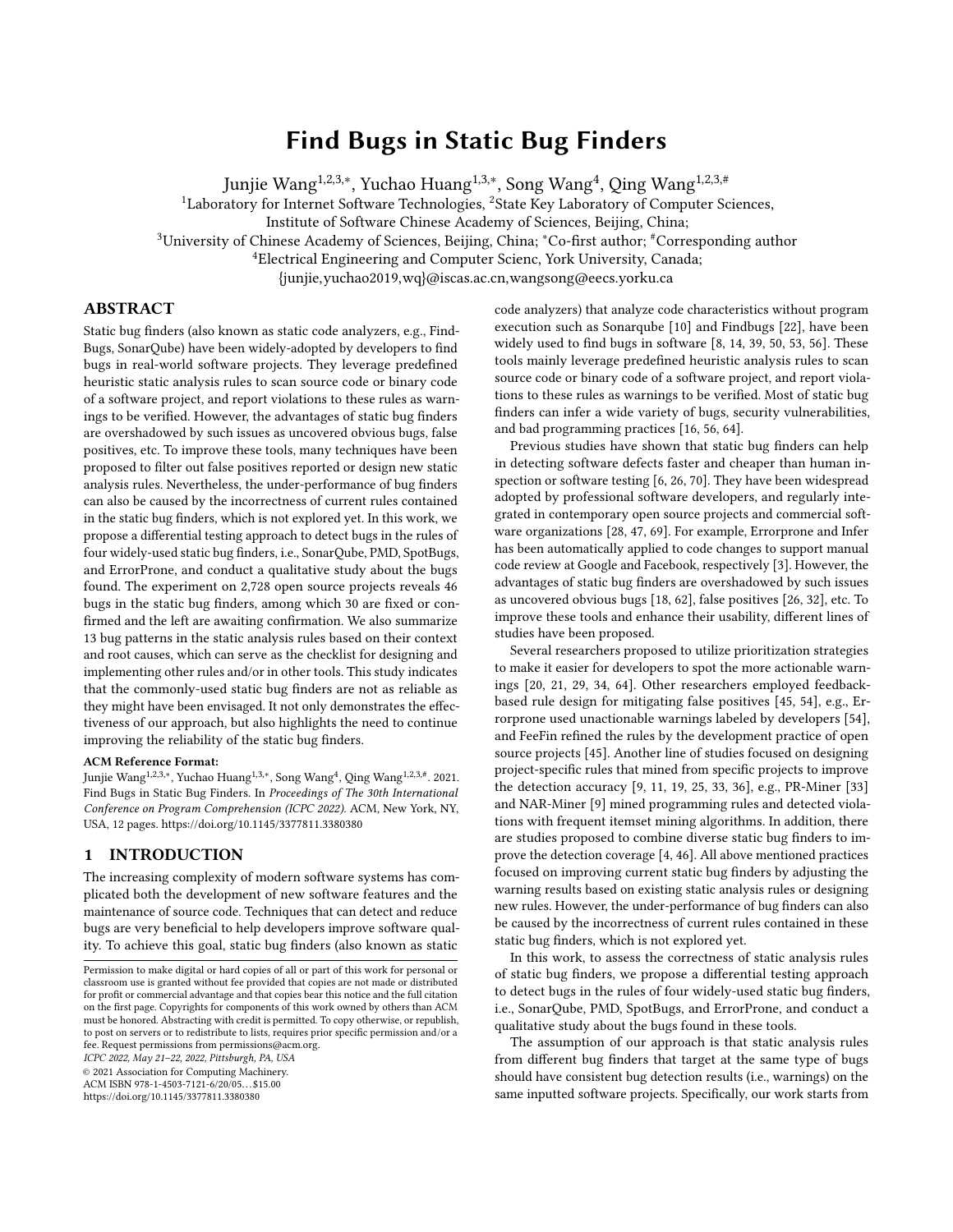# Find Bugs in Static Bug Finders

Junjie Wang[1,2,3,*], Yuchao Huang[1,3,*], Song Wang[4], Qing Wang[1,2,3,#]

[1]Laboratory for Internet Software Technologies, [2]State Key Laboratory of Computer Sciences, Institute of Software Chinese Academy of Sciences, Beijing, China;

[3]University of Chinese Academy of Sciences, Beijing, China; *Co-first author; #Corresponding author

[4]Electrical Engineering and Computer Scienc, York University, Canada;

{junjie,yuchao2019,wq}@iscas.ac.cn,wangsong@eecs.yorku.ca

## ABSTRACT

Static bug finders (also known as static code analyzers, e.g., FindBugs, SonarQube) have been widely-adopted by developers to find bugs in real-world software projects. They leverage predefined heuristic static analysis rules to scan source code or binary code of a software project, and report violations to these rules as warnings to be verified. However, the advantages of static bug finders are overshadowed by such issues as uncovered obvious bugs, false positives, etc. To improve these tools, many techniques have been proposed to filter out false positives reported or design new static analysis rules. Nevertheless, the under-performance of bug finders can also be caused by the incorrectness of current rules contained in the static bug finders, which is not explored yet. In this work, we propose a differential testing approach to detect bugs in the rules of four widely-used static bug finders, i.e., SonarQube, PMD, SpotBugs, and ErrorProne, and conduct a qualitative study about the bugs found. The experiment on 2,728 open source projects reveals 46 bugs in the static bug finders, among which 30 are fixed or confirmed and the left are awaiting confirmation. We also summarize 13 bug patterns in the static analysis rules based on their context and root causes, which can serve as the checklist for designing and implementing other rules and/or in other tools. This study indicates that the commonly-used static bug finders are not as reliable as they might have been envisaged. It not only demonstrates the effectiveness of our approach, but also highlights the need to continue improving the reliability of the static bug finders.

**ACM Reference Format:**

Junjie Wang[1,2,3,*], Yuchao Huang[1,3,*], Song Wang[4], Qing Wang[1,2,3,#]. 2021. Find Bugs in Static Bug Finders. In *Proceedings of The 30th International Conference on Program Comprehension (ICPC 2022)*. ACM, New York, NY, USA, 12 pages. https://doi.org/10.1145/3377811.3380380

## 1 INTRODUCTION

The increasing complexity of modern software systems has complicated both the development of new software features and the maintenance of source code. Techniques that can detect and reduce bugs are very beneficial to help developers improve software quality. To achieve this goal, static bug finders (also known as static code analyzers) that analyze code characteristics without program execution such as Sonarqube [10] and Findbugs [22], have been widely used to find bugs in software [8, 14, 39, 50, 53, 56]. These tools mainly leverage predefined heuristic analysis rules to scan source code or binary code of a software project, and report violations to these rules as warnings to be verified. Most of static bug finders can infer a wide variety of bugs, security vulnerabilities, and bad programming practices [16, 56, 64].

Previous studies have shown that static bug finders can help in detecting software defects faster and cheaper than human inspection or software testing [6, 26, 70]. They have been widespread adopted by professional software developers, and regularly integrated in contemporary open source projects and commercial software organizations [28, 47, 69]. For example, Errorprone and Infer has been automatically applied to code changes to support manual code review at Google and Facebook, respectively [3]. However, the advantages of static bug finders are overshadowed by such issues as uncovered obvious bugs [18, 62], false positives [26, 32], etc. To improve these tools and enhance their usability, different lines of studies have been proposed.

Several researchers proposed to utilize prioritization strategies to make it easier for developers to spot the more actionable warnings [20, 21, 29, 34, 64]. Other researchers employed feedback-based rule design for mitigating false positives [45, 54], e.g., Errorprone used unactionable warnings labeled by developers [54], and FeeFin refined the rules by the development practice of open source projects [45]. Another line of studies focused on designing project-specific rules that mined from specific projects to improve the detection accuracy [9, 11, 19, 25, 33, 36], e.g., PR-Miner [33] and NAR-Miner [9] mined programming rules and detected violations with frequent itemset mining algorithms. In addition, there are studies proposed to combine diverse static bug finders to improve the detection coverage [4, 46]. All above mentioned practices focused on improving current static bug finders by adjusting the warning results based on existing static analysis rules or designing new rules. However, the under-performance of bug finders can also be caused by the incorrectness of current rules contained in these static bug finders, which is not explored yet.

In this work, to assess the correctness of static analysis rules of static bug finders, we propose a differential testing approach to detect bugs in the rules of four widely-used static bug finders, i.e., SonarQube, PMD, SpotBugs, and ErrorProne, and conduct a qualitative study about the bugs found in these tools.

The assumption of our approach is that static analysis rules from different bug finders that target at the same type of bugs should have consistent bug detection results (i.e., warnings) on the same inputted software projects. Specifically, our work starts from

Permission to make digital or hard copies of all or part of this work for personal or classroom use is granted without fee provided that copies are not made or distributed for profit or commercial advantage and that copies bear this notice and the full citation on the first page. Copyrights for components of this work owned by others than ACM must be honored. Abstracting with credit is permitted. To copy otherwise, or republish, to post on servers or to redistribute to lists, requires prior specific permission and/or a fee. Request permissions from permissions@acm.org.

*ICPC 2022, May 21–22, 2022, Pittsburgh, PA, USA*

© 2021 Association for Computing Machinery.

ACM ISBN 978-1-4503-7121-6/20/05…$15.00

https://doi.org/10.1145/3377811.3380380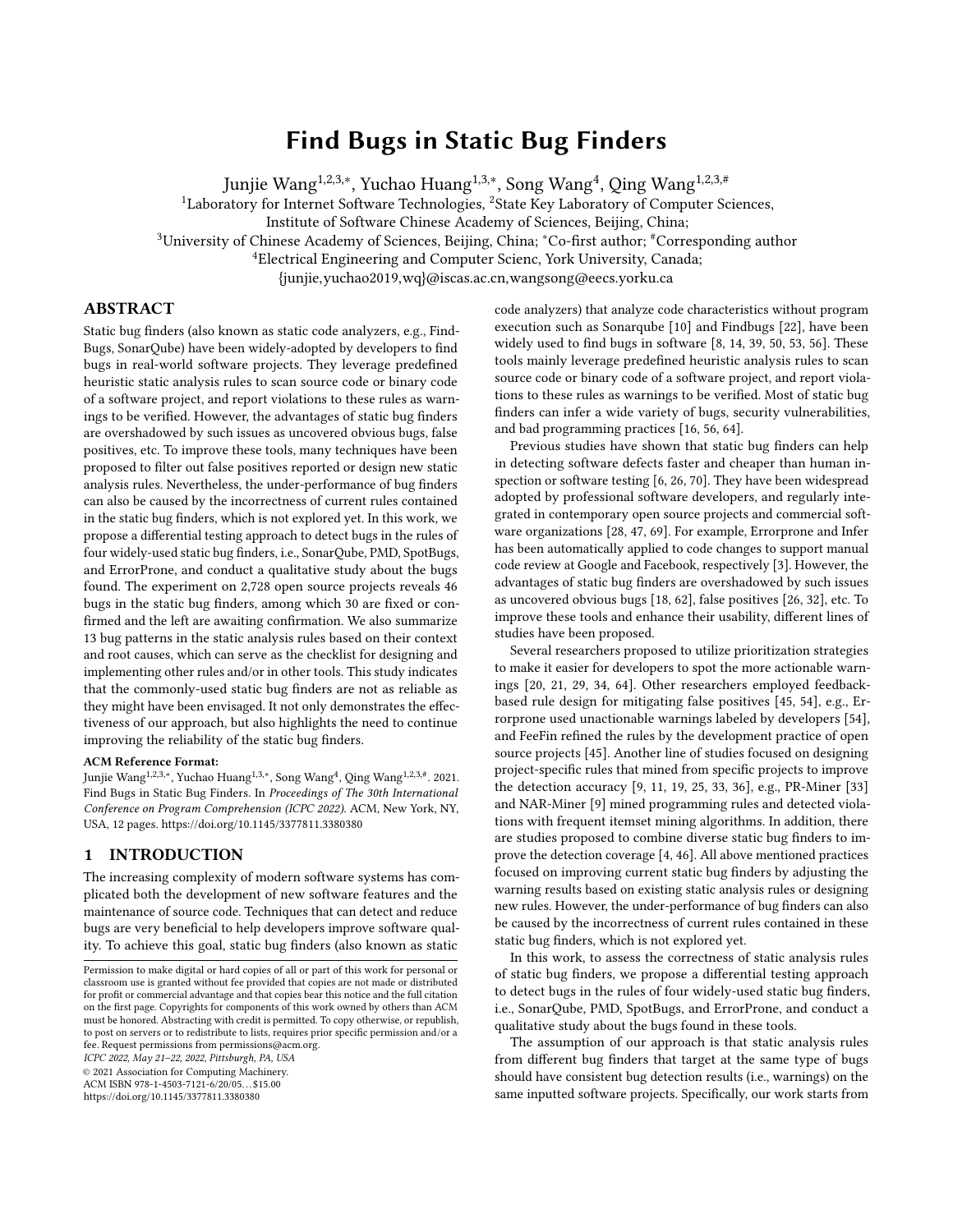# Find Bugs in Static Bug Finders

Junjie Wang[1,2,3,*], Yuchao Huang[1,3,*], Song Wang[4], Qing Wang[1,2,3,#]

[1]Laboratory for Internet Software Technologies, [2]State Key Laboratory of Computer Sciences, Institute of Software Chinese Academy of Sciences, Beijing, China;

[3]University of Chinese Academy of Sciences, Beijing, China; [*]Co-first author; [#]Corresponding author

[4]Electrical Engineering and Computer Scienc, York University, Canada;

{junjie,yuchao2019,wq}@iscas.ac.cn,wangsong@eecs.yorku.ca

## ABSTRACT

Static bug finders (also known as static code analyzers, e.g., FindBugs, SonarQube) have been widely-adopted by developers to find bugs in real-world software projects. They leverage predefined heuristic static analysis rules to scan source code or binary code of a software project, and report violations to these rules as warnings to be verified. However, the advantages of static bug finders are overshadowed by such issues as uncovered obvious bugs, false positives, etc. To improve these tools, many techniques have been proposed to filter out false positives reported or design new static analysis rules. Nevertheless, the under-performance of bug finders can also be caused by the incorrectness of current rules contained in the static bug finders, which is not explored yet. In this work, we propose a differential testing approach to detect bugs in the rules of four widely-used static bug finders, i.e., SonarQube, PMD, SpotBugs, and ErrorProne, and conduct a qualitative study about the bugs found. The experiment on 2,728 open source projects reveals 46 bugs in the static bug finders, among which 30 are fixed or confirmed and the left are awaiting confirmation. We also summarize 13 bug patterns in the static analysis rules based on their context and root causes, which can serve as the checklist for designing and implementing other rules and/or in other tools. This study indicates that the commonly-used static bug finders are not as reliable as they might have been envisaged. It not only demonstrates the effectiveness of our approach, but also highlights the need to continue improving the reliability of the static bug finders.

**ACM Reference Format:**
Junjie Wang[1,2,3,*], Yuchao Huang[1,3,*], Song Wang[4], Qing Wang[1,2,3,#]. 2021. Find Bugs in Static Bug Finders. In *Proceedings of The 30th International Conference on Program Comprehension (ICPC 2022).* ACM, New York, NY, USA, 12 pages. https://doi.org/10.1145/3377811.3380380

## 1 INTRODUCTION

The increasing complexity of modern software systems has complicated both the development of new software features and the maintenance of source code. Techniques that can detect and reduce bugs are very beneficial to help developers improve software quality. To achieve this goal, static bug finders (also known as static code analyzers) that analyze code characteristics without program execution such as Sonarqube [10] and Findbugs [22], have been widely used to find bugs in software [8, 14, 39, 50, 53, 56]. These tools mainly leverage predefined heuristic analysis rules to scan source code or binary code of a software project, and report violations to these rules as warnings to be verified. Most of static bug finders can infer a wide variety of bugs, security vulnerabilities, and bad programming practices [16, 56, 64].

Previous studies have shown that static bug finders can help in detecting software defects faster and cheaper than human inspection or software testing [6, 26, 70]. They have been widespread adopted by professional software developers, and regularly integrated in contemporary open source projects and commercial software organizations [28, 47, 69]. For example, Errorprone and Infer has been automatically applied to code changes to support manual code review at Google and Facebook, respectively [3]. However, the advantages of static bug finders are overshadowed by such issues as uncovered obvious bugs [18, 62], false positives [26, 32], etc. To improve these tools and enhance their usability, different lines of studies have been proposed.

Several researchers proposed to utilize prioritization strategies to make it easier for developers to spot the more actionable warnings [20, 21, 29, 34, 64]. Other researchers employed feedback-based rule design for mitigating false positives [45, 54], e.g., Errorprone used unactionable warnings labeled by developers [54], and FeeFin refined the rules by the development practice of open source projects [45]. Another line of studies focused on designing project-specific rules that mined from specific projects to improve the detection accuracy [9, 11, 19, 25, 33, 36], e.g., PR-Miner [33] and NAR-Miner [9] mined programming rules and detected violations with frequent itemset mining algorithms. In addition, there are studies proposed to combine diverse static bug finders to improve the detection coverage [4, 46]. All above mentioned practices focused on improving current static bug finders by adjusting the warning results based on existing static analysis rules or designing new rules. However, the under-performance of bug finders can also be caused by the incorrectness of current rules contained in these static bug finders, which is not explored yet.

In this work, to assess the correctness of static analysis rules of static bug finders, we propose a differential testing approach to detect bugs in the rules of four widely-used static bug finders, i.e., SonarQube, PMD, SpotBugs, and ErrorProne, and conduct a qualitative study about the bugs found in these tools.

The assumption of our approach is that static analysis rules from different bug finders that target at the same type of bugs should have consistent bug detection results (i.e., warnings) on the same inputted software projects. Specifically, our work starts from

---

Permission to make digital or hard copies of all or part of this work for personal or classroom use is granted without fee provided that copies are not made or distributed for profit or commercial advantage and that copies bear this notice and the full citation on the first page. Copyrights for components of this work owned by others than ACM must be honored. Abstracting with credit is permitted. To copy otherwise, or republish, to post on servers or to redistribute to lists, requires prior specific permission and/or a fee. Request permissions from permissions@acm.org.

*ICPC 2022, May 21–22, 2022, Pittsburgh, PA, USA*

© 2021 Association for Computing Machinery.

ACM ISBN 978-1-4503-7121-6/20/05...$15.00

https://doi.org/10.1145/3377811.3380380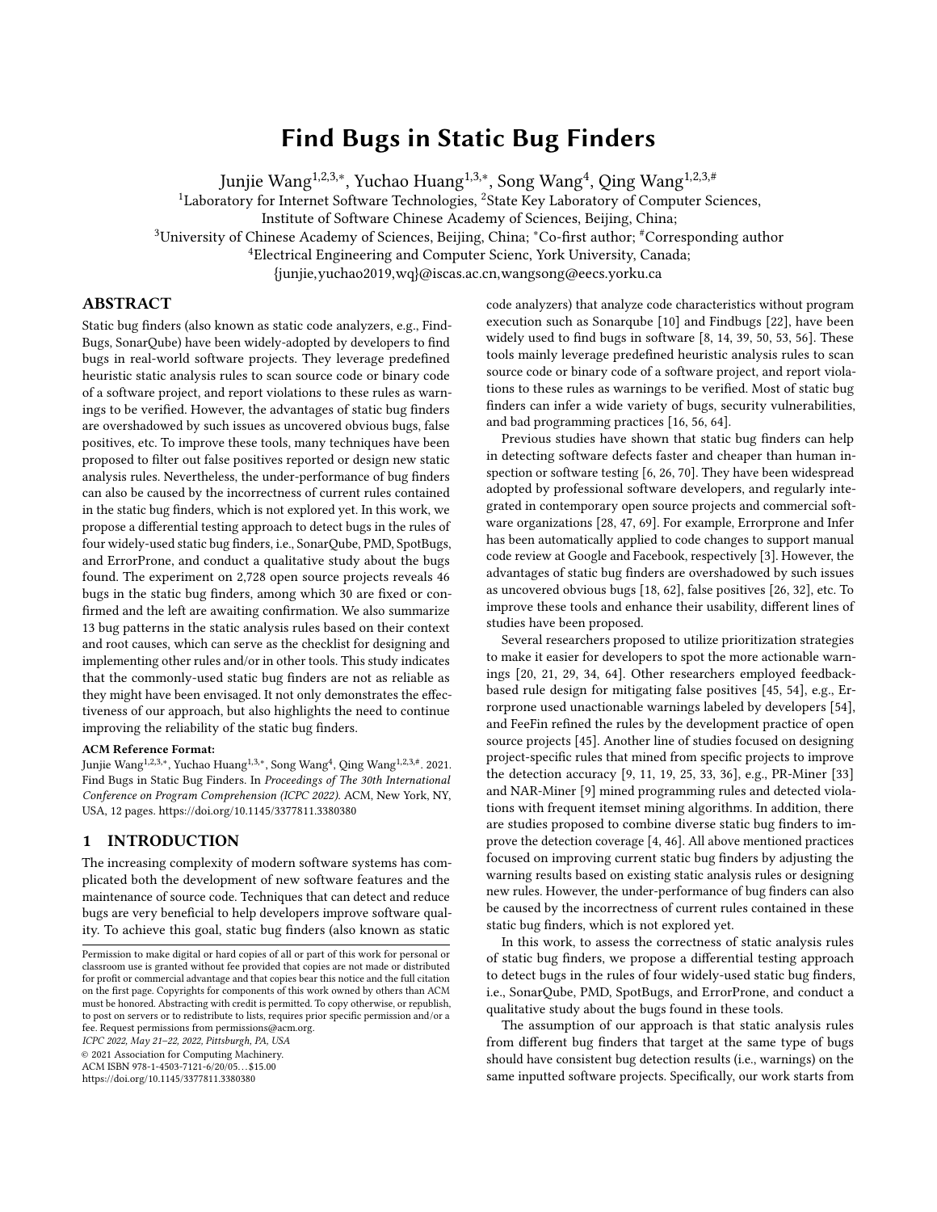# Find Bugs in Static Bug Finders

Junjie Wang[1,2,3,*], Yuchao Huang[1,3,*], Song Wang[4], Qing Wang[1,2,3,#]

[1]Laboratory for Internet Software Technologies, [2]State Key Laboratory of Computer Sciences, Institute of Software Chinese Academy of Sciences, Beijing, China;

[3]University of Chinese Academy of Sciences, Beijing, China; [*]Co-first author; [#]Corresponding author

[4]Electrical Engineering and Computer Scienc, York University, Canada;

{junjie,yuchao2019,wq}@iscas.ac.cn,wangsong@eecs.yorku.ca

## ABSTRACT

Static bug finders (also known as static code analyzers, e.g., Find-Bugs, SonarQube) have been widely-adopted by developers to find bugs in real-world software projects. They leverage predefined heuristic static analysis rules to scan source code or binary code of a software project, and report violations to these rules as warnings to be verified. However, the advantages of static bug finders are overshadowed by such issues as uncovered obvious bugs, false positives, etc. To improve these tools, many techniques have been proposed to filter out false positives reported or design new static analysis rules. Nevertheless, the under-performance of bug finders can also be caused by the incorrectness of current rules contained in the static bug finders, which is not explored yet. In this work, we propose a differential testing approach to detect bugs in the rules of four widely-used static bug finders, i.e., SonarQube, PMD, SpotBugs, and ErrorProne, and conduct a qualitative study about the bugs found. The experiment on 2,728 open source projects reveals 46 bugs in the static bug finders, among which 30 are fixed or confirmed and the left are awaiting confirmation. We also summarize 13 bug patterns in the static analysis rules based on their context and root causes, which can serve as the checklist for designing and implementing other rules and/or in other tools. This study indicates that the commonly-used static bug finders are not as reliable as they might have been envisaged. It not only demonstrates the effectiveness of our approach, but also highlights the need to continue improving the reliability of the static bug finders.

**ACM Reference Format:**

Junjie Wang[1,2,3,*], Yuchao Huang[1,3,*], Song Wang[4], Qing Wang[1,2,3,#]. 2021. Find Bugs in Static Bug Finders. In *Proceedings of The 30th International Conference on Program Comprehension (ICPC 2022)*. ACM, New York, NY, USA, 12 pages. https://doi.org/10.1145/3377811.3380380

## 1 INTRODUCTION

The increasing complexity of modern software systems has complicated both the development of new software features and the maintenance of source code. Techniques that can detect and reduce bugs are very beneficial to help developers improve software quality. To achieve this goal, static bug finders (also known as static code analyzers) that analyze code characteristics without program execution such as Sonarqube [10] and Findbugs [22], have been widely used to find bugs in software [8, 14, 39, 50, 53, 56]. These tools mainly leverage predefined heuristic analysis rules to scan source code or binary code of a software project, and report violations to these rules as warnings to be verified. Most of static bug finders can infer a wide variety of bugs, security vulnerabilities, and bad programming practices [16, 56, 64].

Previous studies have shown that static bug finders can help in detecting software defects faster and cheaper than human inspection or software testing [6, 26, 70]. They have been widespread adopted by professional software developers, and regularly integrated in contemporary open source projects and commercial software organizations [28, 47, 69]. For example, Errorprone and Infer has been automatically applied to code changes to support manual code review at Google and Facebook, respectively [3]. However, the advantages of static bug finders are overshadowed by such issues as uncovered obvious bugs [18, 62], false positives [26, 32], etc. To improve these tools and enhance their usability, different lines of studies have been proposed.

Several researchers proposed to utilize prioritization strategies to make it easier for developers to spot the more actionable warnings [20, 21, 29, 34, 64]. Other researchers employed feedback-based rule design for mitigating false positives [45, 54], e.g., Errorprone used unactionable warnings labeled by developers [54], and FeeFin refined the rules by the development practice of open source projects [45]. Another line of studies focused on designing project-specific rules that mined from specific projects to improve the detection accuracy [9, 11, 19, 25, 33, 36], e.g., PR-Miner [33] and NAR-Miner [9] mined programming rules and detected violations with frequent itemset mining algorithms. In addition, there are studies proposed to combine diverse static bug finders to improve the detection coverage [4, 46]. All above mentioned practices focused on improving current static bug finders by adjusting the warning results based on existing static analysis rules or designing new rules. However, the under-performance of bug finders can also be caused by the incorrectness of current rules contained in these static bug finders, which is not explored yet.

In this work, to assess the correctness of static analysis rules of static bug finders, we propose a differential testing approach to detect bugs in the rules of four widely-used static bug finders, i.e., SonarQube, PMD, SpotBugs, and ErrorProne, and conduct a qualitative study about the bugs found in these tools.

The assumption of our approach is that static analysis rules from different bug finders that target at the same type of bugs should have consistent bug detection results (i.e., warnings) on the same inputted software projects. Specifically, our work starts from

---

Permission to make digital or hard copies of all or part of this work for personal or classroom use is granted without fee provided that copies are not made or distributed for profit or commercial advantage and that copies bear this notice and the full citation on the first page. Copyrights for components of this work owned by others than ACM must be honored. Abstracting with credit is permitted. To copy otherwise, or republish, to post on servers or to redistribute to lists, requires prior specific permission and/or a fee. Request permissions from permissions@acm.org.

*ICPC 2022, May 21–22, 2022, Pittsburgh, PA, USA*

© 2021 Association for Computing Machinery.

ACM ISBN 978-1-4503-7121-6/20/05...$15.00

https://doi.org/10.1145/3377811.3380380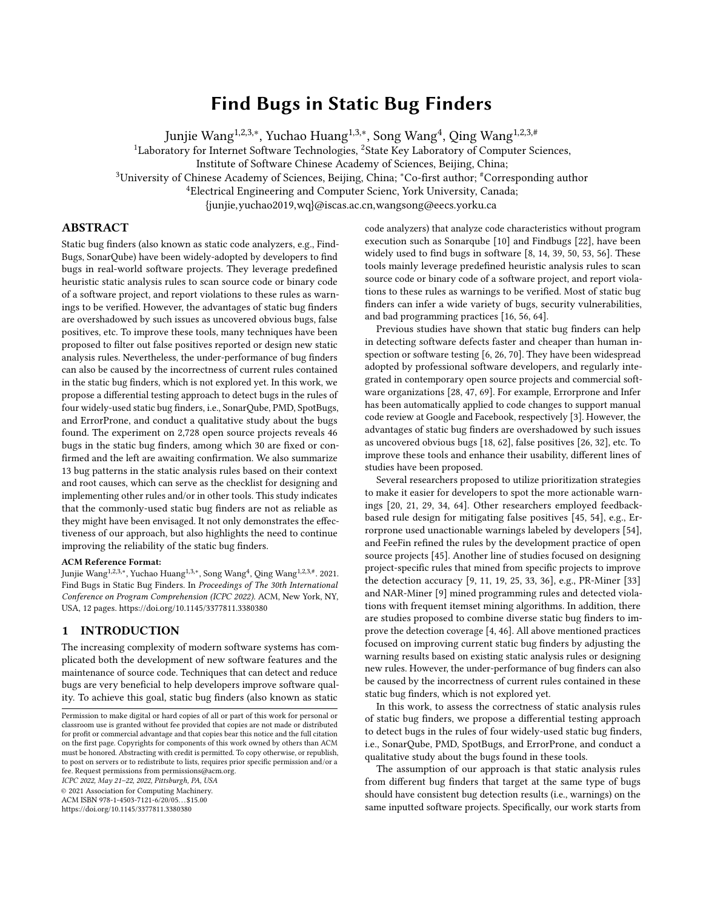# Find Bugs in Static Bug Finders

Junjie Wang[1,2,3,*], Yuchao Huang[1,3,*], Song Wang[4], Qing Wang[1,2,3,#]

[1]Laboratory for Internet Software Technologies, [2]State Key Laboratory of Computer Sciences, Institute of Software Chinese Academy of Sciences, Beijing, China;

[3]University of Chinese Academy of Sciences, Beijing, China; [*]Co-first author; [#]Corresponding author

[4]Electrical Engineering and Computer Scienc, York University, Canada;

{junjie,yuchao2019,wq}@iscas.ac.cn,wangsong@eecs.yorku.ca

## ABSTRACT

Static bug finders (also known as static code analyzers, e.g., FindBugs, SonarQube) have been widely-adopted by developers to find bugs in real-world software projects. They leverage predefined heuristic static analysis rules to scan source code or binary code of a software project, and report violations to these rules as warnings to be verified. However, the advantages of static bug finders are overshadowed by such issues as uncovered obvious bugs, false positives, etc. To improve these tools, many techniques have been proposed to filter out false positives reported or design new static analysis rules. Nevertheless, the under-performance of bug finders can also be caused by the incorrectness of current rules contained in the static bug finders, which is not explored yet. In this work, we propose a differential testing approach to detect bugs in the rules of four widely-used static bug finders, i.e., SonarQube, PMD, SpotBugs, and ErrorProne, and conduct a qualitative study about the bugs found. The experiment on 2,728 open source projects reveals 46 bugs in the static bug finders, among which 30 are fixed or confirmed and the left are awaiting confirmation. We also summarize 13 bug patterns in the static analysis rules based on their context and root causes, which can serve as the checklist for designing and implementing other rules and/or in other tools. This study indicates that the commonly-used static bug finders are not as reliable as they might have been envisaged. It not only demonstrates the effectiveness of our approach, but also highlights the need to continue improving the reliability of the static bug finders.

**ACM Reference Format:**

Junjie Wang[1,2,3,*], Yuchao Huang[1,3,*], Song Wang[4], Qing Wang[1,2,3,#]. 2021. Find Bugs in Static Bug Finders. In *Proceedings of The 30th International Conference on Program Comprehension (ICPC 2022).* ACM, New York, NY, USA, 12 pages. https://doi.org/10.1145/3377811.3380380

## 1 INTRODUCTION

The increasing complexity of modern software systems has complicated both the development of new software features and the maintenance of source code. Techniques that can detect and reduce bugs are very beneficial to help developers improve software quality. To achieve this goal, static bug finders (also known as static code analyzers) that analyze code characteristics without program execution such as Sonarqube [10] and Findbugs [22], have been widely used to find bugs in software [8, 14, 39, 50, 53, 56]. These tools mainly leverage predefined heuristic analysis rules to scan source code or binary code of a software project, and report violations to these rules as warnings to be verified. Most of static bug finders can infer a wide variety of bugs, security vulnerabilities, and bad programming practices [16, 56, 64].

Previous studies have shown that static bug finders can help in detecting software defects faster and cheaper than human inspection or software testing [6, 26, 70]. They have been widespread adopted by professional software developers, and regularly integrated in contemporary open source projects and commercial software organizations [28, 47, 69]. For example, Errorprone and Infer has been automatically applied to code changes to support manual code review at Google and Facebook, respectively [3]. However, the advantages of static bug finders are overshadowed by such issues as uncovered obvious bugs [18, 62], false positives [26, 32], etc. To improve these tools and enhance their usability, different lines of studies have been proposed.

Several researchers proposed to utilize prioritization strategies to make it easier for developers to spot the more actionable warnings [20, 21, 29, 34, 64]. Other researchers employed feedback-based rule design for mitigating false positives [45, 54], e.g., Errorprone used unactionable warnings labeled by developers [54], and FeeFin refined the rules by the development practice of open source projects [45]. Another line of studies focused on designing project-specific rules that mined from specific projects to improve the detection accuracy [9, 11, 19, 25, 33, 36], e.g., PR-Miner [33] and NAR-Miner [9] mined programming rules and detected violations with frequent itemset mining algorithms. In addition, there are studies proposed to combine diverse static bug finders to improve the detection coverage [4, 46]. All above mentioned practices focused on improving current static bug finders by adjusting the warning results based on existing static analysis rules or designing new rules. However, the under-performance of bug finders can also be caused by the incorrectness of current rules contained in these static bug finders, which is not explored yet.

In this work, to assess the correctness of static analysis rules of static bug finders, we propose a differential testing approach to detect bugs in the rules of four widely-used static bug finders, i.e., SonarQube, PMD, SpotBugs, and ErrorProne, and conduct a qualitative study about the bugs found in these tools.

The assumption of our approach is that static analysis rules from different bug finders that target at the same type of bugs should have consistent bug detection results (i.e., warnings) on the same inputted software projects. Specifically, our work starts from

---

Permission to make digital or hard copies of all or part of this work for personal or classroom use is granted without fee provided that copies are not made or distributed for profit or commercial advantage and that copies bear this notice and the full citation on the first page. Copyrights for components of this work owned by others than ACM must be honored. Abstracting with credit is permitted. To copy otherwise, or republish, to post on servers or to redistribute to lists, requires prior specific permission and/or a fee. Request permissions from permissions@acm.org.

*ICPC 2022, May 21–22, 2022, Pittsburgh, PA, USA*

© 2021 Association for Computing Machinery.

ACM ISBN 978-1-4503-7121-6/20/05...$15.00

https://doi.org/10.1145/3377811.3380380